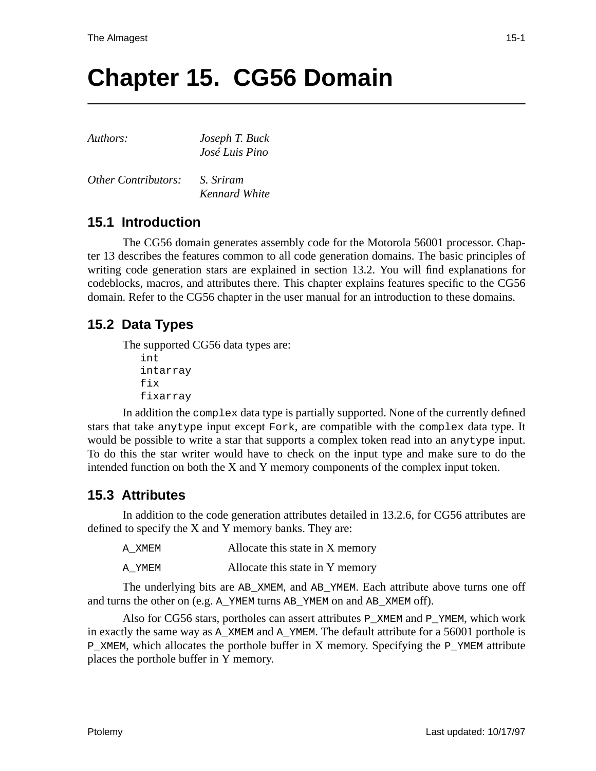# Chapter 15. CG56 Domain

*Authors:* *Joseph T. Buck*
*José Luis Pino*

*Other Contributors:* *S. Sriram*
*Kennard White*

## 15.1 Introduction

The CG56 domain generates assembly code for the Motorola 56001 processor. Chapter 13 describes the features common to all code generation domains. The basic principles of writing code generation stars are explained in section 13.2. You will find explanations for codeblocks, macros, and attributes there. This chapter explains features specific to the CG56 domain. Refer to the CG56 chapter in the user manual for an introduction to these domains.

## 15.2 Data Types

The supported CG56 data types are:

```
int
intarray
fix
fixarray
```

In addition the `complex` data type is partially supported. None of the currently defined stars that take `anytype` input except `Fork`, are compatible with the `complex` data type. It would be possible to write a star that supports a complex token read into an `anytype` input. To do this the star writer would have to check on the input type and make sure to do the intended function on both the X and Y memory components of the complex input token.

## 15.3 Attributes

In addition to the code generation attributes detailed in 13.2.6, for CG56 attributes are defined to specify the X and Y memory banks. They are:

| | |
|---|---|
| `A_XMEM` | Allocate this state in X memory |
| `A_YMEM` | Allocate this state in Y memory |

The underlying bits are `AB_XMEM`, and `AB_YMEM`. Each attribute above turns one off and turns the other on (e.g. `A_YMEM` turns `AB_YMEM` on and `AB_XMEM` off).

Also for CG56 stars, portholes can assert attributes `P_XMEM` and `P_YMEM`, which work in exactly the same way as `A_XMEM` and `A_YMEM`. The default attribute for a 56001 porthole is `P_XMEM`, which allocates the porthole buffer in X memory. Specifying the `P_YMEM` attribute places the porthole buffer in Y memory.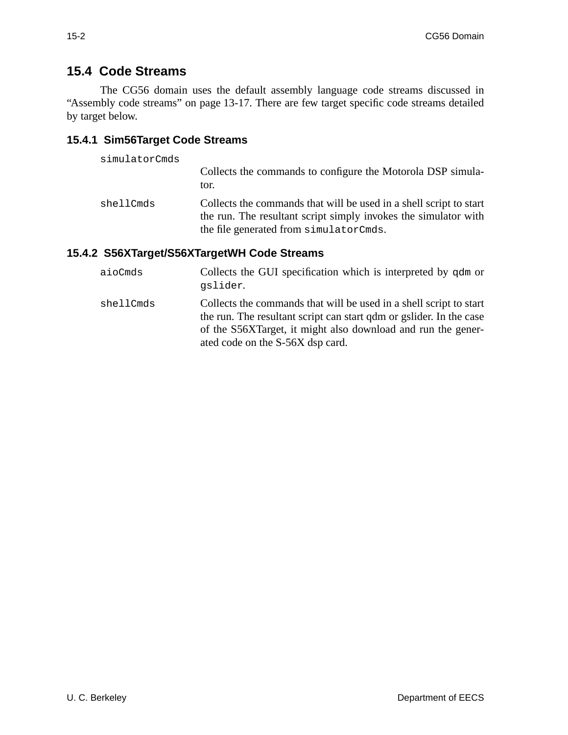## 15.4 Code Streams

The CG56 domain uses the default assembly language code streams discussed in "Assembly code streams" on page 13-17. There are few target specific code streams detailed by target below.

### 15.4.1 Sim56Target Code Streams

`simulatorCmds`
: Collects the commands to configure the Motorola DSP simulator.

`shellCmds`
: Collects the commands that will be used in a shell script to start the run. The resultant script simply invokes the simulator with the file generated from `simulatorCmds`.

### 15.4.2 S56XTarget/S56XTargetWH Code Streams

`aioCmds`
: Collects the GUI specification which is interpreted by `qdm` or `gslider`.

`shellCmds`
: Collects the commands that will be used in a shell script to start the run. The resultant script can start qdm or gslider. In the case of the S56XTarget, it might also download and run the generated code on the S-56X dsp card.